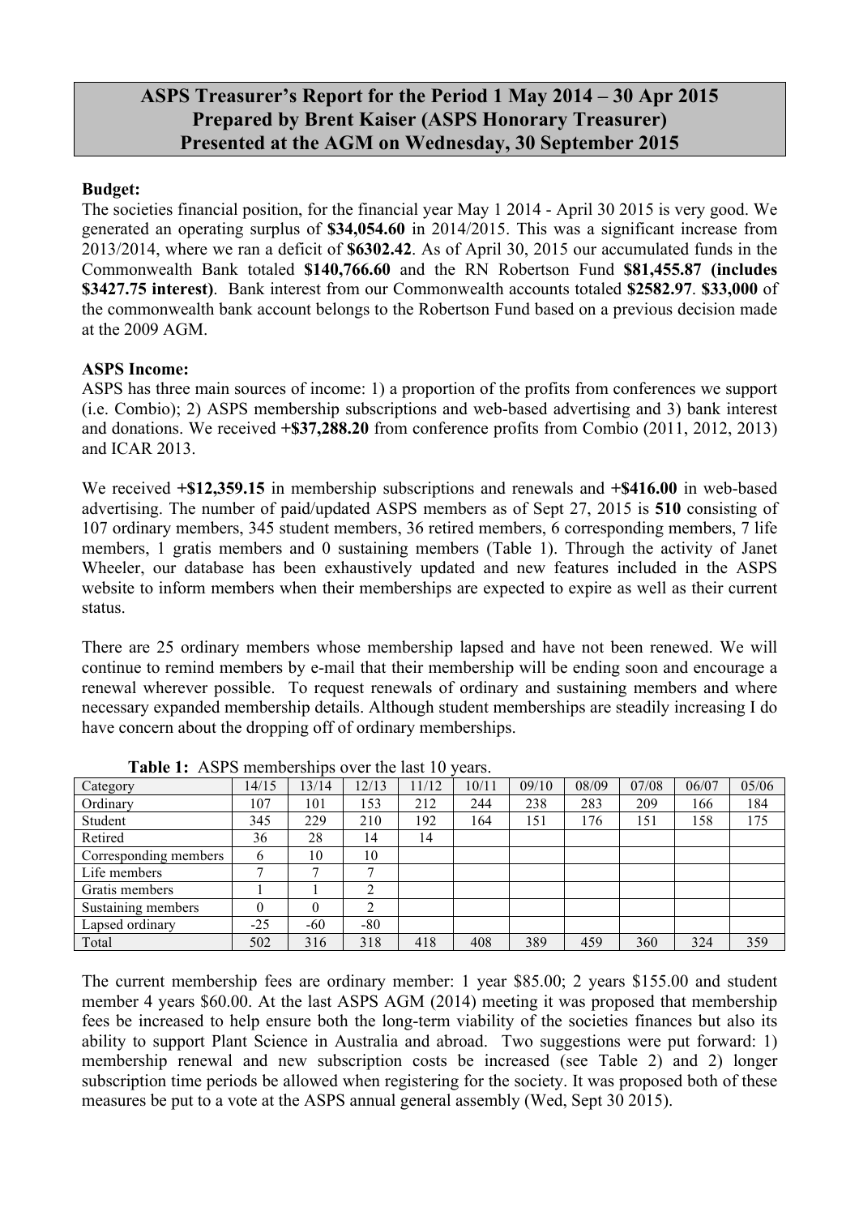# ASPS Treasurer's Report for the Period 1 May 2014 – 30 Apr 2015
## Prepared by Brent Kaiser (ASPS Honorary Treasurer)
## Presented at the AGM on Wednesday, 30 September 2015

**Budget:**

The societies financial position, for the financial year May 1 2014 - April 30 2015 is very good. We generated an operating surplus of **$34,054.60** in 2014/2015. This was a significant increase from 2013/2014, where we ran a deficit of **$6302.42**. As of April 30, 2015 our accumulated funds in the Commonwealth Bank totaled **$140,766.60** and the RN Robertson Fund **$81,455.87 (includes $3427.75 interest)**. Bank interest from our Commonwealth accounts totaled **$2582.97**. **$33,000** of the commonwealth bank account belongs to the Robertson Fund based on a previous decision made at the 2009 AGM.

**ASPS Income:**

ASPS has three main sources of income: 1) a proportion of the profits from conferences we support (i.e. Combio); 2) ASPS membership subscriptions and web-based advertising and 3) bank interest and donations. We received **+$37,288.20** from conference profits from Combio (2011, 2012, 2013) and ICAR 2013.

We received **+$12,359.15** in membership subscriptions and renewals and **+$416.00** in web-based advertising. The number of paid/updated ASPS members as of Sept 27, 2015 is **510** consisting of 107 ordinary members, 345 student members, 36 retired members, 6 corresponding members, 7 life members, 1 gratis members and 0 sustaining members (Table 1). Through the activity of Janet Wheeler, our database has been exhaustively updated and new features included in the ASPS website to inform members when their memberships are expected to expire as well as their current status.

There are 25 ordinary members whose membership lapsed and have not been renewed. We will continue to remind members by e-mail that their membership will be ending soon and encourage a renewal wherever possible. To request renewals of ordinary and sustaining members and where necessary expanded membership details. Although student memberships are steadily increasing I do have concern about the dropping off of ordinary memberships.

**Table 1:** ASPS memberships over the last 10 years.

| Category | 14/15 | 13/14 | 12/13 | 11/12 | 10/11 | 09/10 | 08/09 | 07/08 | 06/07 | 05/06 |
|---|---|---|---|---|---|---|---|---|---|---|
| Ordinary | 107 | 101 | 153 | 212 | 244 | 238 | 283 | 209 | 166 | 184 |
| Student | 345 | 229 | 210 | 192 | 164 | 151 | 176 | 151 | 158 | 175 |
| Retired | 36 | 28 | 14 | 14 | | | | | | |
| Corresponding members | 6 | 10 | 10 | | | | | | | |
| Life members | 7 | 7 | 7 | | | | | | | |
| Gratis members | 1 | 1 | 2 | | | | | | | |
| Sustaining members | 0 | 0 | 2 | | | | | | | |
| Lapsed ordinary | -25 | -60 | -80 | | | | | | | |
| Total | 502 | 316 | 318 | 418 | 408 | 389 | 459 | 360 | 324 | 359 |

The current membership fees are ordinary member: 1 year $85.00; 2 years $155.00 and student member 4 years $60.00. At the last ASPS AGM (2014) meeting it was proposed that membership fees be increased to help ensure both the long-term viability of the societies finances but also its ability to support Plant Science in Australia and abroad. Two suggestions were put forward: 1) membership renewal and new subscription costs be increased (see Table 2) and 2) longer subscription time periods be allowed when registering for the society. It was proposed both of these measures be put to a vote at the ASPS annual general assembly (Wed, Sept 30 2015).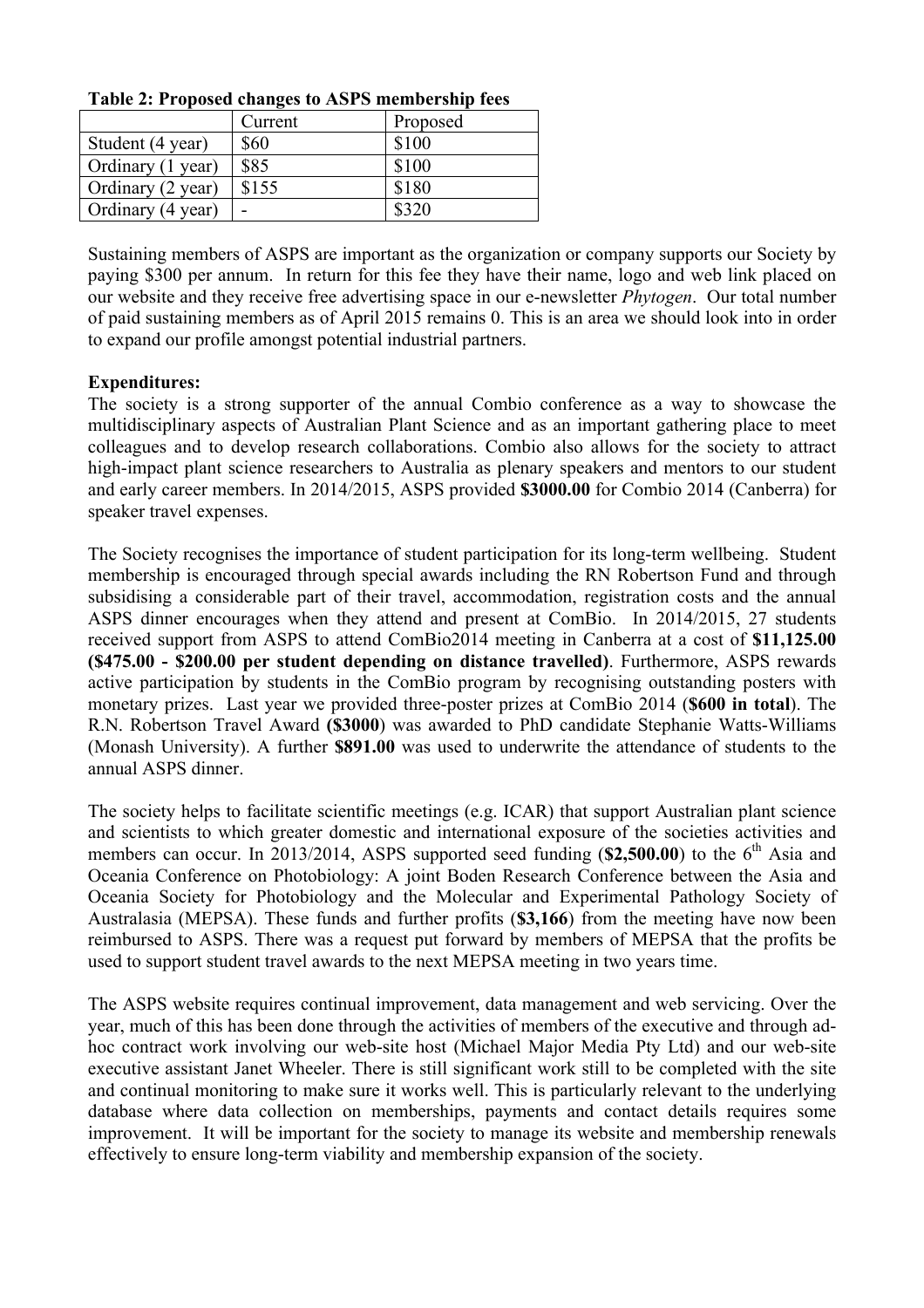**Table 2: Proposed changes to ASPS membership fees**

| | Current | Proposed |
|---|---|---|
| Student (4 year) | $60 | $100 |
| Ordinary (1 year) | $85 | $100 |
| Ordinary (2 year) | $155 | $180 |
| Ordinary (4 year) | - | $320 |

Sustaining members of ASPS are important as the organization or company supports our Society by paying $300 per annum. In return for this fee they have their name, logo and web link placed on our website and they receive free advertising space in our e-newsletter *Phytogen*. Our total number of paid sustaining members as of April 2015 remains 0. This is an area we should look into in order to expand our profile amongst potential industrial partners.

**Expenditures:**

The society is a strong supporter of the annual Combio conference as a way to showcase the multidisciplinary aspects of Australian Plant Science and as an important gathering place to meet colleagues and to develop research collaborations. Combio also allows for the society to attract high-impact plant science researchers to Australia as plenary speakers and mentors to our student and early career members. In 2014/2015, ASPS provided **$3000.00** for Combio 2014 (Canberra) for speaker travel expenses.

The Society recognises the importance of student participation for its long-term wellbeing. Student membership is encouraged through special awards including the RN Robertson Fund and through subsidising a considerable part of their travel, accommodation, registration costs and the annual ASPS dinner encourages when they attend and present at ComBio. In 2014/2015, 27 students received support from ASPS to attend ComBio2014 meeting in Canberra at a cost of **$11,125.00 ($475.00 - $200.00 per student depending on distance travelled)**. Furthermore, ASPS rewards active participation by students in the ComBio program by recognising outstanding posters with monetary prizes. Last year we provided three-poster prizes at ComBio 2014 (**$600 in total**). The R.N. Robertson Travel Award **($3000**) was awarded to PhD candidate Stephanie Watts-Williams (Monash University). A further **$891.00** was used to underwrite the attendance of students to the annual ASPS dinner.

The society helps to facilitate scientific meetings (e.g. ICAR) that support Australian plant science and scientists to which greater domestic and international exposure of the societies activities and members can occur. In 2013/2014, ASPS supported seed funding (**$2,500.00**) to the 6th Asia and Oceania Conference on Photobiology: A joint Boden Research Conference between the Asia and Oceania Society for Photobiology and the Molecular and Experimental Pathology Society of Australasia (MEPSA). These funds and further profits (**$3,166**) from the meeting have now been reimbursed to ASPS. There was a request put forward by members of MEPSA that the profits be used to support student travel awards to the next MEPSA meeting in two years time.

The ASPS website requires continual improvement, data management and web servicing. Over the year, much of this has been done through the activities of members of the executive and through ad-hoc contract work involving our web-site host (Michael Major Media Pty Ltd) and our web-site executive assistant Janet Wheeler. There is still significant work still to be completed with the site and continual monitoring to make sure it works well. This is particularly relevant to the underlying database where data collection on memberships, payments and contact details requires some improvement. It will be important for the society to manage its website and membership renewals effectively to ensure long-term viability and membership expansion of the society.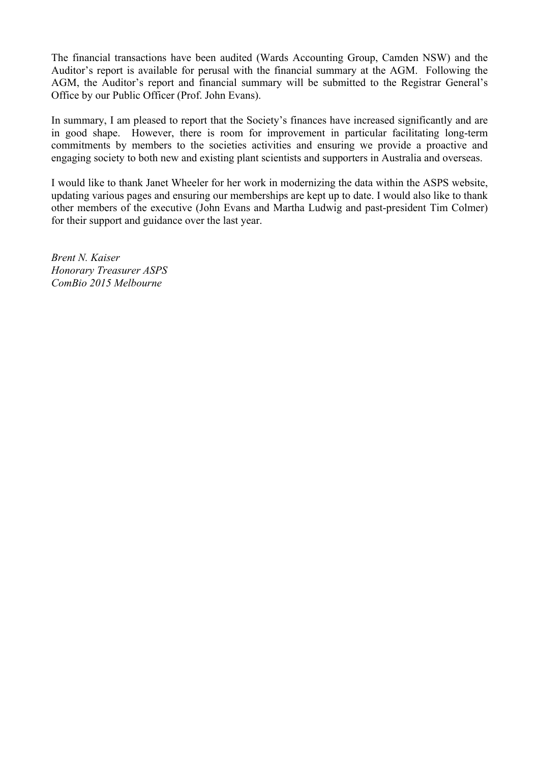The financial transactions have been audited (Wards Accounting Group, Camden NSW) and the Auditor's report is available for perusal with the financial summary at the AGM. Following the AGM, the Auditor's report and financial summary will be submitted to the Registrar General's Office by our Public Officer (Prof. John Evans).

In summary, I am pleased to report that the Society's finances have increased significantly and are in good shape. However, there is room for improvement in particular facilitating long-term commitments by members to the societies activities and ensuring we provide a proactive and engaging society to both new and existing plant scientists and supporters in Australia and overseas.

I would like to thank Janet Wheeler for her work in modernizing the data within the ASPS website, updating various pages and ensuring our memberships are kept up to date. I would also like to thank other members of the executive (John Evans and Martha Ludwig and past-president Tim Colmer) for their support and guidance over the last year.

*Brent N. Kaiser*
*Honorary Treasurer ASPS*
*ComBio 2015 Melbourne*